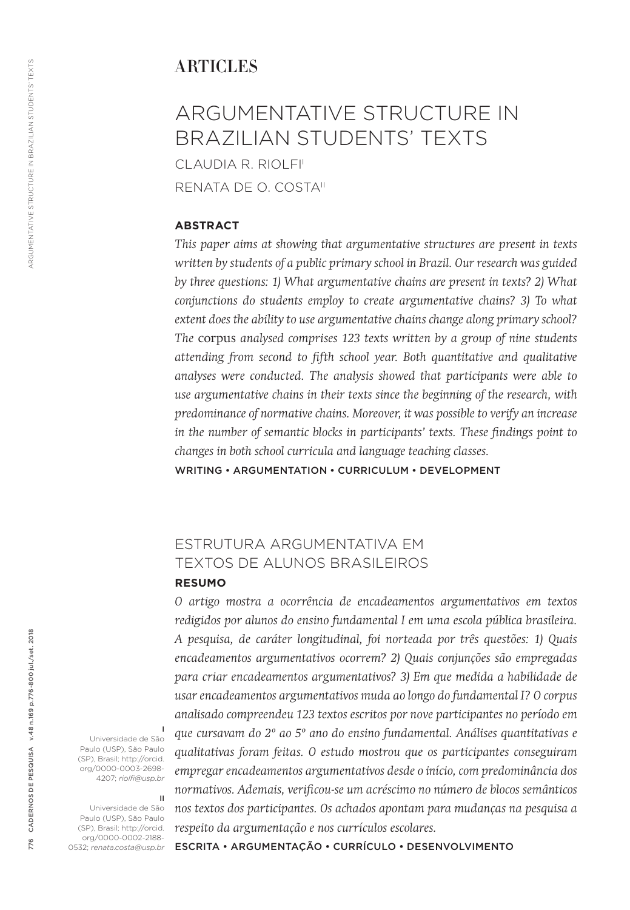# ARTICLES

# ARGUMENTATIVE STRUCTURE IN BRAZILIAN STUDENTS' TEXTS

CLAUDIA R. RIOLFI[I]

RENATA DE O. COSTA[II]

## ABSTRACT

*This paper aims at showing that argumentative structures are present in texts written by students of a public primary school in Brazil. Our research was guided by three questions: 1) What argumentative chains are present in texts? 2) What conjunctions do students employ to create argumentative chains? 3) To what extent does the ability to use argumentative chains change along primary school? The* corpus *analysed comprises 123 texts written by a group of nine students attending from second to fifth school year. Both quantitative and qualitative analyses were conducted. The analysis showed that participants were able to use argumentative chains in their texts since the beginning of the research, with predominance of normative chains. Moreover, it was possible to verify an increase in the number of semantic blocks in participants' texts. These findings point to changes in both school curricula and language teaching classes.*

WRITING • ARGUMENTATION • CURRICULUM • DEVELOPMENT

# ESTRUTURA ARGUMENTATIVA EM TEXTOS DE ALUNOS BRASILEIROS

## RESUMO

*O artigo mostra a ocorrência de encadeamentos argumentativos em textos redigidos por alunos do ensino fundamental I em uma escola pública brasileira. A pesquisa, de caráter longitudinal, foi norteada por três questões: 1) Quais encadeamentos argumentativos ocorrem? 2) Quais conjunções são empregadas para criar encadeamentos argumentativos? 3) Em que medida a habilidade de usar encadeamentos argumentativos muda ao longo do fundamental I? O corpus analisado compreendeu 123 textos escritos por nove participantes no período em que cursavam do 2º ao 5º ano do ensino fundamental. Análises quantitativas e qualitativas foram feitas. O estudo mostrou que os participantes conseguiram empregar encadeamentos argumentativos desde o início, com predominância dos normativos. Ademais, verificou-se um acréscimo no número de blocos semânticos nos textos dos participantes. Os achados apontam para mudanças na pesquisa a respeito da argumentação e nos currículos escolares.*

ESCRITA • ARGUMENTAÇÃO • CURRÍCULO • DESENVOLVIMENTO

[I] Universidade de São Paulo (USP), São Paulo (SP), Brasil; http://orcid.org/0000-0003-2698-4207; *riolfi@usp.br*

[II] Universidade de São Paulo (USP), São Paulo (SP), Brasil; http://orcid.org/0000-0002-2188-0532; *renata.costa@usp.br*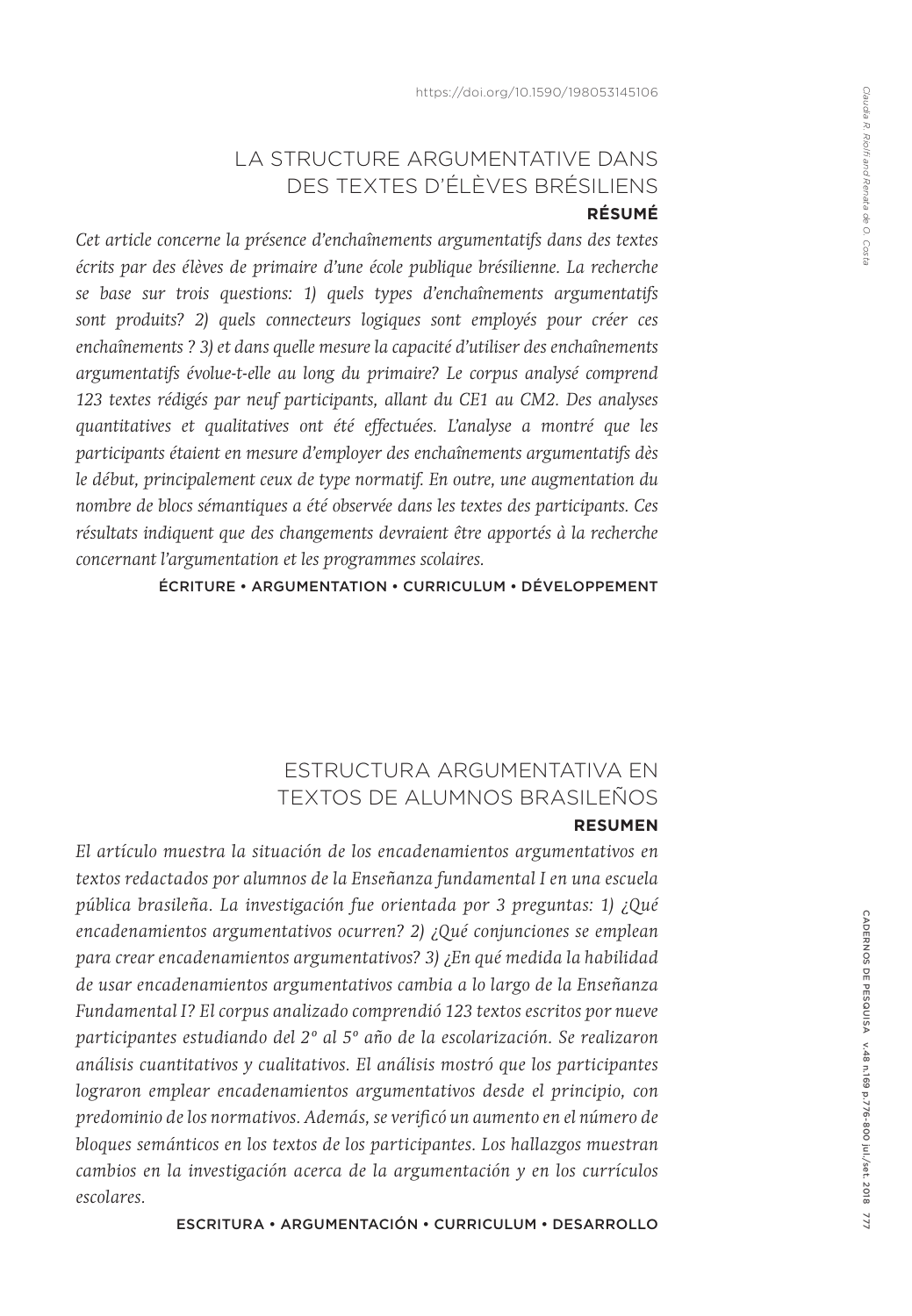https://doi.org/10.1590/198053145106

## LA STRUCTURE ARGUMENTATIVE DANS DES TEXTES D'ÉLÈVES BRÉSILIENS

**RÉSUMÉ**

*Cet article concerne la présence d'enchaînements argumentatifs dans des textes écrits par des élèves de primaire d'une école publique brésilienne. La recherche se base sur trois questions: 1) quels types d'enchaînements argumentatifs sont produits? 2) quels connecteurs logiques sont employés pour créer ces enchaînements ? 3) et dans quelle mesure la capacité d'utiliser des enchaînements argumentatifs évolue-t-elle au long du primaire? Le corpus analysé comprend 123 textes rédigés par neuf participants, allant du CE1 au CM2. Des analyses quantitatives et qualitatives ont été effectuées. L'analyse a montré que les participants étaient en mesure d'employer des enchaînements argumentatifs dès le début, principalement ceux de type normatif. En outre, une augmentation du nombre de blocs sémantiques a été observée dans les textes des participants. Ces résultats indiquent que des changements devraient être apportés à la recherche concernant l'argumentation et les programmes scolaires.*

ÉCRITURE • ARGUMENTATION • CURRICULUM • DÉVELOPPEMENT

## ESTRUCTURA ARGUMENTATIVA EN TEXTOS DE ALUMNOS BRASILEÑOS

**RESUMEN**

*El artículo muestra la situación de los encadenamientos argumentativos en textos redactados por alumnos de la Enseñanza fundamental I en una escuela pública brasileña. La investigación fue orientada por 3 preguntas: 1) ¿Qué encadenamientos argumentativos ocurren? 2) ¿Qué conjunciones se emplean para crear encadenamientos argumentativos? 3) ¿En qué medida la habilidad de usar encadenamientos argumentativos cambia a lo largo de la Enseñanza Fundamental I? El corpus analizado comprendió 123 textos escritos por nueve participantes estudiando del 2º al 5º año de la escolarización. Se realizaron análisis cuantitativos y cualitativos. El análisis mostró que los participantes lograron emplear encadenamientos argumentativos desde el principio, con predominio de los normativos. Además, se verificó un aumento en el número de bloques semánticos en los textos de los participantes. Los hallazgos muestran cambios en la investigación acerca de la argumentación y en los currículos escolares.*

ESCRITURA • ARGUMENTACIÓN • CURRICULUM • DESARROLLO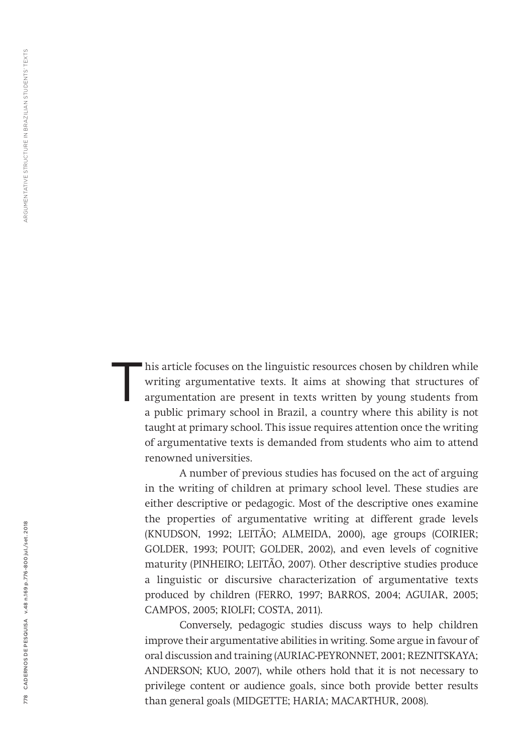This article focuses on the linguistic resources chosen by children while writing argumentative texts. It aims at showing that structures of argumentation are present in texts written by young students from a public primary school in Brazil, a country where this ability is not taught at primary school. This issue requires attention once the writing of argumentative texts is demanded from students who aim to attend renowned universities.

A number of previous studies has focused on the act of arguing in the writing of children at primary school level. These studies are either descriptive or pedagogic. Most of the descriptive ones examine the properties of argumentative writing at different grade levels (KNUDSON, 1992; LEITÃO; ALMEIDA, 2000), age groups (COIRIER; GOLDER, 1993; POUIT; GOLDER, 2002), and even levels of cognitive maturity (PINHEIRO; LEITÃO, 2007). Other descriptive studies produce a linguistic or discursive characterization of argumentative texts produced by children (FERRO, 1997; BARROS, 2004; AGUIAR, 2005; CAMPOS, 2005; RIOLFI; COSTA, 2011).

Conversely, pedagogic studies discuss ways to help children improve their argumentative abilities in writing. Some argue in favour of oral discussion and training (AURIAC-PEYRONNET, 2001; REZNITSKAYA; ANDERSON; KUO, 2007), while others hold that it is not necessary to privilege content or audience goals, since both provide better results than general goals (MIDGETTE; HARIA; MACARTHUR, 2008).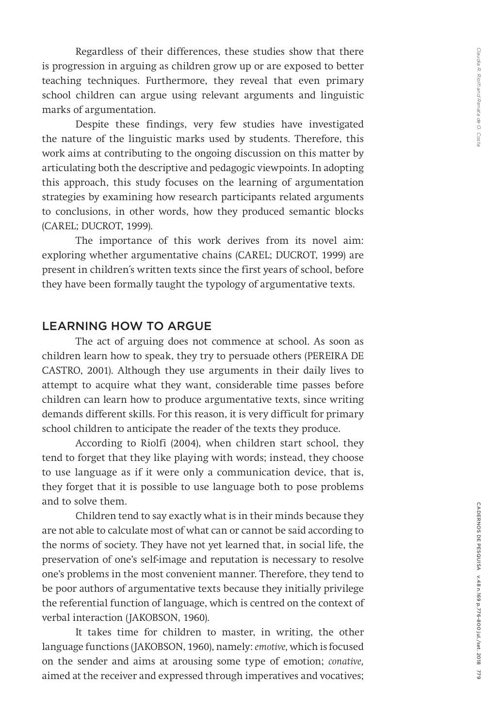Regardless of their differences, these studies show that there is progression in arguing as children grow up or are exposed to better teaching techniques. Furthermore, they reveal that even primary school children can argue using relevant arguments and linguistic marks of argumentation.

Despite these findings, very few studies have investigated the nature of the linguistic marks used by students. Therefore, this work aims at contributing to the ongoing discussion on this matter by articulating both the descriptive and pedagogic viewpoints. In adopting this approach, this study focuses on the learning of argumentation strategies by examining how research participants related arguments to conclusions, in other words, how they produced semantic blocks (CAREL; DUCROT, 1999).

The importance of this work derives from its novel aim: exploring whether argumentative chains (CAREL; DUCROT, 1999) are present in children´s written texts since the first years of school, before they have been formally taught the typology of argumentative texts.

## LEARNING HOW TO ARGUE

The act of arguing does not commence at school. As soon as children learn how to speak, they try to persuade others (PEREIRA DE CASTRO, 2001). Although they use arguments in their daily lives to attempt to acquire what they want, considerable time passes before children can learn how to produce argumentative texts, since writing demands different skills. For this reason, it is very difficult for primary school children to anticipate the reader of the texts they produce.

According to Riolfi (2004), when children start school, they tend to forget that they like playing with words; instead, they choose to use language as if it were only a communication device, that is, they forget that it is possible to use language both to pose problems and to solve them.

Children tend to say exactly what is in their minds because they are not able to calculate most of what can or cannot be said according to the norms of society. They have not yet learned that, in social life, the preservation of one's self-image and reputation is necessary to resolve one's problems in the most convenient manner. Therefore, they tend to be poor authors of argumentative texts because they initially privilege the referential function of language, which is centred on the context of verbal interaction (JAKOBSON, 1960).

It takes time for children to master, in writing, the other language functions (JAKOBSON, 1960), namely: *emotive,* which is focused on the sender and aims at arousing some type of emotion; *conative,* aimed at the receiver and expressed through imperatives and vocatives;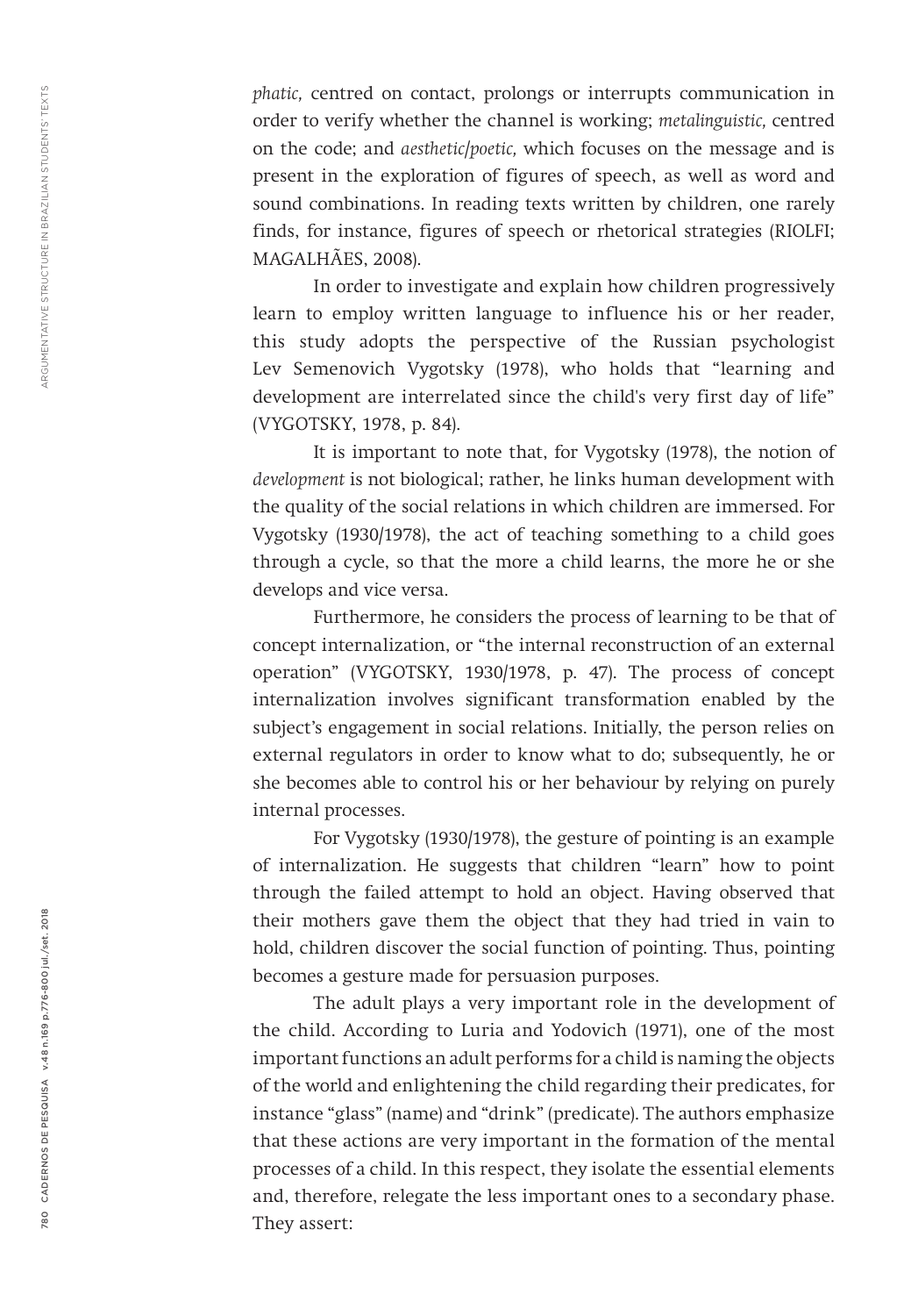*phatic,* centred on contact, prolongs or interrupts communication in order to verify whether the channel is working; *metalinguistic,* centred on the code; and *aesthetic/poetic,* which focuses on the message and is present in the exploration of figures of speech, as well as word and sound combinations. In reading texts written by children, one rarely finds, for instance, figures of speech or rhetorical strategies (RIOLFI; MAGALHÃES, 2008).

In order to investigate and explain how children progressively learn to employ written language to influence his or her reader, this study adopts the perspective of the Russian psychologist Lev Semenovich Vygotsky (1978), who holds that "learning and development are interrelated since the child's very first day of life" (VYGOTSKY, 1978, p. 84).

It is important to note that, for Vygotsky (1978), the notion of *development* is not biological; rather, he links human development with the quality of the social relations in which children are immersed. For Vygotsky (1930/1978), the act of teaching something to a child goes through a cycle, so that the more a child learns, the more he or she develops and vice versa.

Furthermore, he considers the process of learning to be that of concept internalization, or "the internal reconstruction of an external operation" (VYGOTSKY, 1930/1978, p. 47). The process of concept internalization involves significant transformation enabled by the subject's engagement in social relations. Initially, the person relies on external regulators in order to know what to do; subsequently, he or she becomes able to control his or her behaviour by relying on purely internal processes.

For Vygotsky (1930/1978), the gesture of pointing is an example of internalization. He suggests that children "learn" how to point through the failed attempt to hold an object. Having observed that their mothers gave them the object that they had tried in vain to hold, children discover the social function of pointing. Thus, pointing becomes a gesture made for persuasion purposes.

The adult plays a very important role in the development of the child. According to Luria and Yodovich (1971), one of the most important functions an adult performs for a child is naming the objects of the world and enlightening the child regarding their predicates, for instance "glass" (name) and "drink" (predicate). The authors emphasize that these actions are very important in the formation of the mental processes of a child. In this respect, they isolate the essential elements and, therefore, relegate the less important ones to a secondary phase. They assert: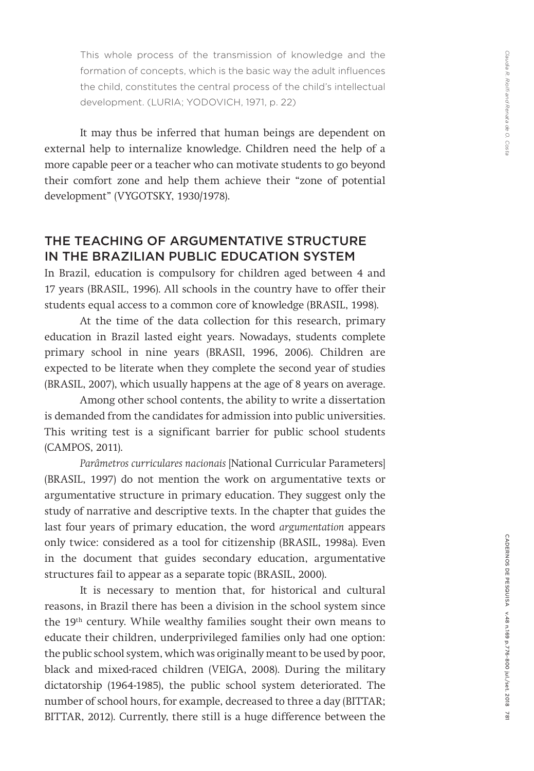> This whole process of the transmission of knowledge and the formation of concepts, which is the basic way the adult influences the child, constitutes the central process of the child's intellectual development. (LURIA; YODOVICH, 1971, p. 22)

It may thus be inferred that human beings are dependent on external help to internalize knowledge. Children need the help of a more capable peer or a teacher who can motivate students to go beyond their comfort zone and help them achieve their "zone of potential development" (VYGOTSKY, 1930/1978).

## THE TEACHING OF ARGUMENTATIVE STRUCTURE IN THE BRAZILIAN PUBLIC EDUCATION SYSTEM

In Brazil, education is compulsory for children aged between 4 and 17 years (BRASIL, 1996). All schools in the country have to offer their students equal access to a common core of knowledge (BRASIL, 1998).

At the time of the data collection for this research, primary education in Brazil lasted eight years. Nowadays, students complete primary school in nine years (BRASIl, 1996, 2006). Children are expected to be literate when they complete the second year of studies (BRASIL, 2007), which usually happens at the age of 8 years on average.

Among other school contents, the ability to write a dissertation is demanded from the candidates for admission into public universities. This writing test is a significant barrier for public school students (CAMPOS, 2011).

*Parâmetros curriculares nacionais* [National Curricular Parameters] (BRASIL, 1997) do not mention the work on argumentative texts or argumentative structure in primary education. They suggest only the study of narrative and descriptive texts. In the chapter that guides the last four years of primary education, the word *argumentation* appears only twice: considered as a tool for citizenship (BRASIL, 1998a). Even in the document that guides secondary education, argumentative structures fail to appear as a separate topic (BRASIL, 2000).

It is necessary to mention that, for historical and cultural reasons, in Brazil there has been a division in the school system since the 19th century. While wealthy families sought their own means to educate their children, underprivileged families only had one option: the public school system, which was originally meant to be used by poor, black and mixed-raced children (VEIGA, 2008). During the military dictatorship (1964-1985), the public school system deteriorated. The number of school hours, for example, decreased to three a day (BITTAR; BITTAR, 2012). Currently, there still is a huge difference between the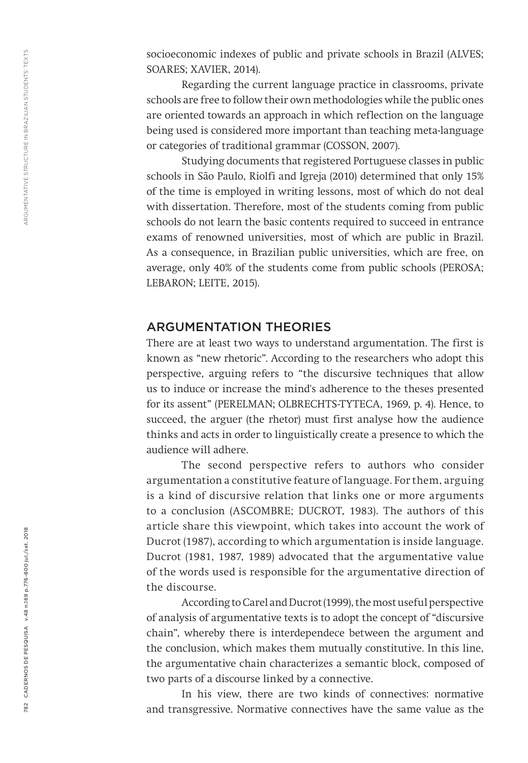socioeconomic indexes of public and private schools in Brazil (ALVES; SOARES; XAVIER, 2014).

Regarding the current language practice in classrooms, private schools are free to follow their own methodologies while the public ones are oriented towards an approach in which reflection on the language being used is considered more important than teaching meta-language or categories of traditional grammar (COSSON, 2007).

Studying documents that registered Portuguese classes in public schools in São Paulo, Riolfi and Igreja (2010) determined that only 15% of the time is employed in writing lessons, most of which do not deal with dissertation. Therefore, most of the students coming from public schools do not learn the basic contents required to succeed in entrance exams of renowned universities, most of which are public in Brazil. As a consequence, in Brazilian public universities, which are free, on average, only 40% of the students come from public schools (PEROSA; LEBARON; LEITE, 2015).

## ARGUMENTATION THEORIES

There are at least two ways to understand argumentation. The first is known as "new rhetoric". According to the researchers who adopt this perspective, arguing refers to "the discursive techniques that allow us to induce or increase the mind's adherence to the theses presented for its assent" (PERELMAN; OLBRECHTS-TYTECA, 1969, p. 4). Hence, to succeed, the arguer (the rhetor) must first analyse how the audience thinks and acts in order to linguistically create a presence to which the audience will adhere.

The second perspective refers to authors who consider argumentation a constitutive feature of language. For them, arguing is a kind of discursive relation that links one or more arguments to a conclusion (ASCOMBRE; DUCROT, 1983). The authors of this article share this viewpoint, which takes into account the work of Ducrot (1987), according to which argumentation is inside language. Ducrot (1981, 1987, 1989) advocated that the argumentative value of the words used is responsible for the argumentative direction of the discourse.

According to Carel and Ducrot (1999), the most useful perspective of analysis of argumentative texts is to adopt the concept of "discursive chain", whereby there is interdependece between the argument and the conclusion, which makes them mutually constitutive. In this line, the argumentative chain characterizes a semantic block, composed of two parts of a discourse linked by a connective.

In his view, there are two kinds of connectives: normative and transgressive. Normative connectives have the same value as the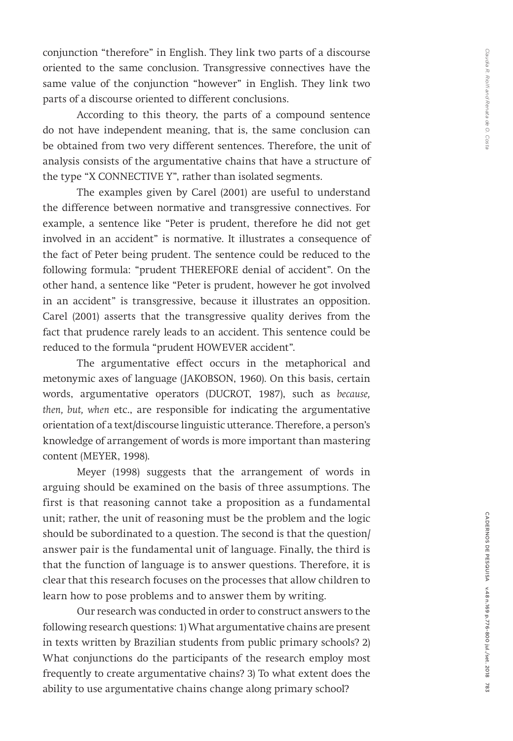conjunction “therefore” in English. They link two parts of a discourse oriented to the same conclusion. Transgressive connectives have the same value of the conjunction “however” in English. They link two parts of a discourse oriented to different conclusions.

According to this theory, the parts of a compound sentence do not have independent meaning, that is, the same conclusion can be obtained from two very different sentences. Therefore, the unit of analysis consists of the argumentative chains that have a structure of the type “X CONNECTIVE Y”, rather than isolated segments.

The examples given by Carel (2001) are useful to understand the difference between normative and transgressive connectives. For example, a sentence like “Peter is prudent, therefore he did not get involved in an accident” is normative. It illustrates a consequence of the fact of Peter being prudent. The sentence could be reduced to the following formula: “prudent THEREFORE denial of accident”. On the other hand, a sentence like “Peter is prudent, however he got involved in an accident” is transgressive, because it illustrates an opposition. Carel (2001) asserts that the transgressive quality derives from the fact that prudence rarely leads to an accident. This sentence could be reduced to the formula “prudent HOWEVER accident”.

The argumentative effect occurs in the metaphorical and metonymic axes of language (JAKOBSON, 1960). On this basis, certain words, argumentative operators (DUCROT, 1987), such as *because, then, but, when* etc., are responsible for indicating the argumentative orientation of a text/discourse linguistic utterance. Therefore, a person’s knowledge of arrangement of words is more important than mastering content (MEYER, 1998).

Meyer (1998) suggests that the arrangement of words in arguing should be examined on the basis of three assumptions. The first is that reasoning cannot take a proposition as a fundamental unit; rather, the unit of reasoning must be the problem and the logic should be subordinated to a question. The second is that the question/answer pair is the fundamental unit of language. Finally, the third is that the function of language is to answer questions. Therefore, it is clear that this research focuses on the processes that allow children to learn how to pose problems and to answer them by writing.

Our research was conducted in order to construct answers to the following research questions: 1) What argumentative chains are present in texts written by Brazilian students from public primary schools? 2) What conjunctions do the participants of the research employ most frequently to create argumentative chains? 3) To what extent does the ability to use argumentative chains change along primary school?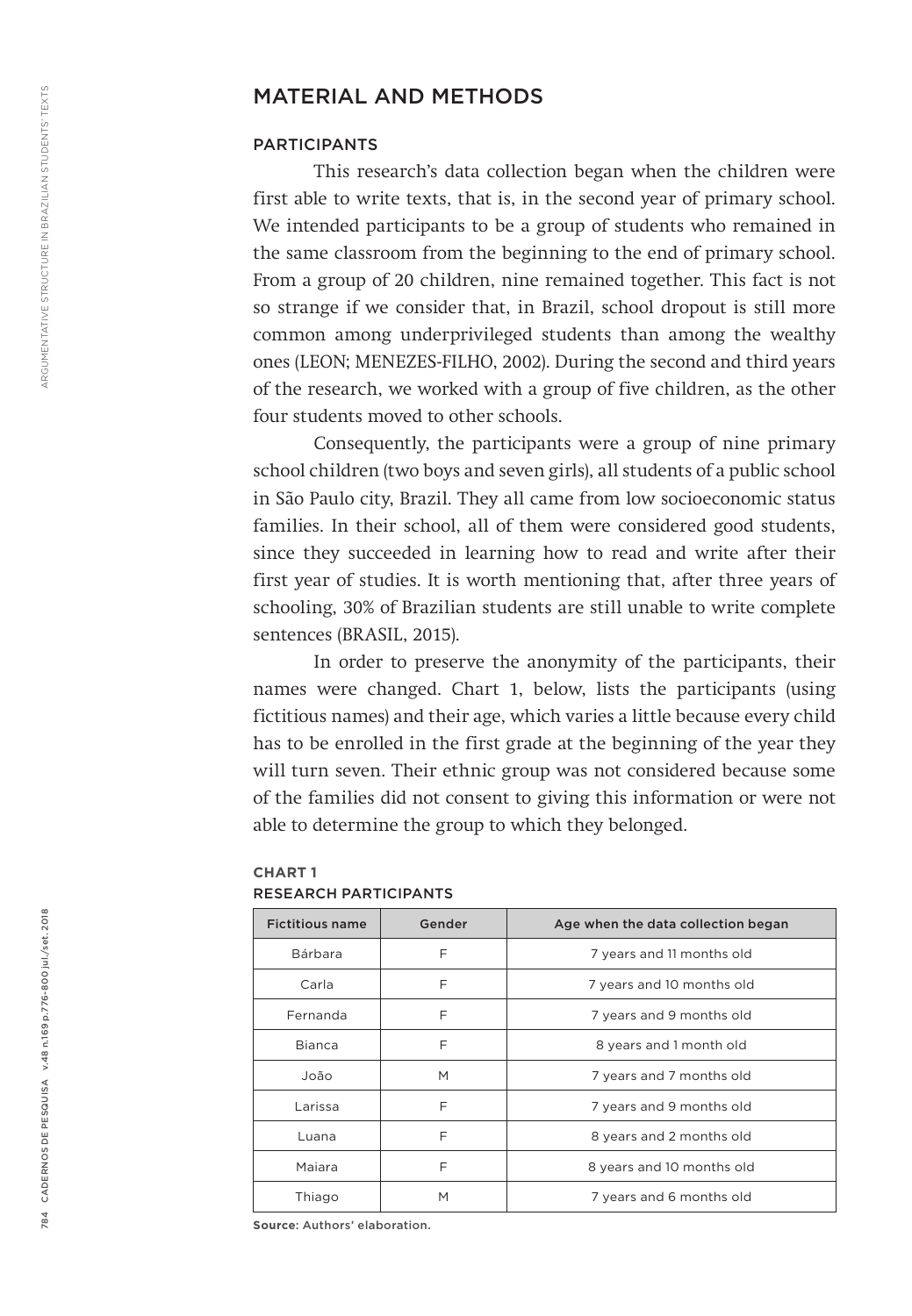## MATERIAL AND METHODS

### PARTICIPANTS

This research's data collection began when the children were first able to write texts, that is, in the second year of primary school. We intended participants to be a group of students who remained in the same classroom from the beginning to the end of primary school. From a group of 20 children, nine remained together. This fact is not so strange if we consider that, in Brazil, school dropout is still more common among underprivileged students than among the wealthy ones (LEON; MENEZES-FILHO, 2002). During the second and third years of the research, we worked with a group of five children, as the other four students moved to other schools.

Consequently, the participants were a group of nine primary school children (two boys and seven girls), all students of a public school in São Paulo city, Brazil. They all came from low socioeconomic status families. In their school, all of them were considered good students, since they succeeded in learning how to read and write after their first year of studies. It is worth mentioning that, after three years of schooling, 30% of Brazilian students are still unable to write complete sentences (BRASIL, 2015).

In order to preserve the anonymity of the participants, their names were changed. Chart 1, below, lists the participants (using fictitious names) and their age, which varies a little because every child has to be enrolled in the first grade at the beginning of the year they will turn seven. Their ethnic group was not considered because some of the families did not consent to giving this information or were not able to determine the group to which they belonged.

**CHART 1**
RESEARCH PARTICIPANTS

| Fictitious name | Gender | Age when the data collection began |
|---|---|---|
| Bárbara | F | 7 years and 11 months old |
| Carla | F | 7 years and 10 months old |
| Fernanda | F | 7 years and 9 months old |
| Bianca | F | 8 years and 1 month old |
| João | M | 7 years and 7 months old |
| Larissa | F | 7 years and 9 months old |
| Luana | F | 8 years and 2 months old |
| Maiara | F | 8 years and 10 months old |
| Thiago | M | 7 years and 6 months old |

**Source**: Authors' elaboration.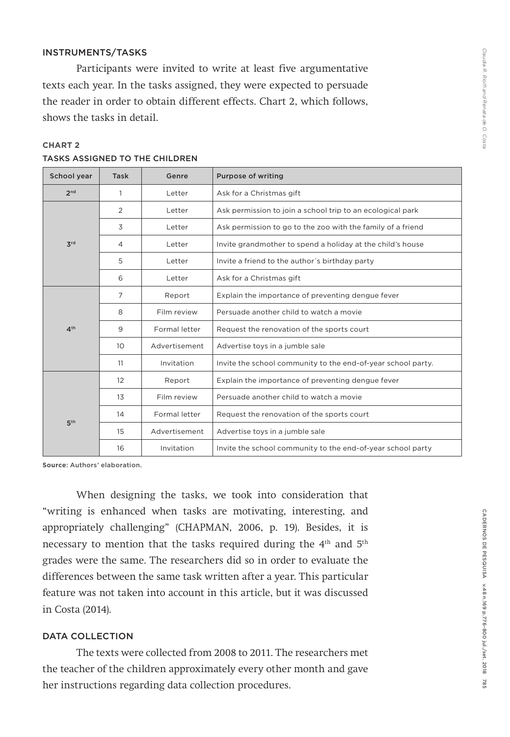#### INSTRUMENTS/TASKS

Participants were invited to write at least five argumentative texts each year. In the tasks assigned, they were expected to persuade the reader in order to obtain different effects. Chart 2, which follows, shows the tasks in detail.

**CHART 2**

**TASKS ASSIGNED TO THE CHILDREN**

| School year | Task | Genre | Purpose of writing |
|---|---|---|---|
| 2nd | 1 | Letter | Ask for a Christmas gift |
| 3rd | 2 | Letter | Ask permission to join a school trip to an ecological park |
| | 3 | Letter | Ask permission to go to the zoo with the family of a friend |
| | 4 | Letter | Invite grandmother to spend a holiday at the child's house |
| | 5 | Letter | Invite a friend to the author´s birthday party |
| | 6 | Letter | Ask for a Christmas gift |
| 4th | 7 | Report | Explain the importance of preventing dengue fever |
| | 8 | Film review | Persuade another child to watch a movie |
| | 9 | Formal letter | Request the renovation of the sports court |
| | 10 | Advertisement | Advertise toys in a jumble sale |
| | 11 | Invitation | Invite the school community to the end-of-year school party. |
| 5th | 12 | Report | Explain the importance of preventing dengue fever |
| | 13 | Film review | Persuade another child to watch a movie |
| | 14 | Formal letter | Request the renovation of the sports court |
| | 15 | Advertisement | Advertise toys in a jumble sale |
| | 16 | Invitation | Invite the school community to the end-of-year school party |

**Source**: Authors' elaboration.

When designing the tasks, we took into consideration that "writing is enhanced when tasks are motivating, interesting, and appropriately challenging" (CHAPMAN, 2006, p. 19). Besides, it is necessary to mention that the tasks required during the 4th and 5th grades were the same. The researchers did so in order to evaluate the differences between the same task written after a year. This particular feature was not taken into account in this article, but it was discussed in Costa (2014).

#### DATA COLLECTION

The texts were collected from 2008 to 2011. The researchers met the teacher of the children approximately every other month and gave her instructions regarding data collection procedures.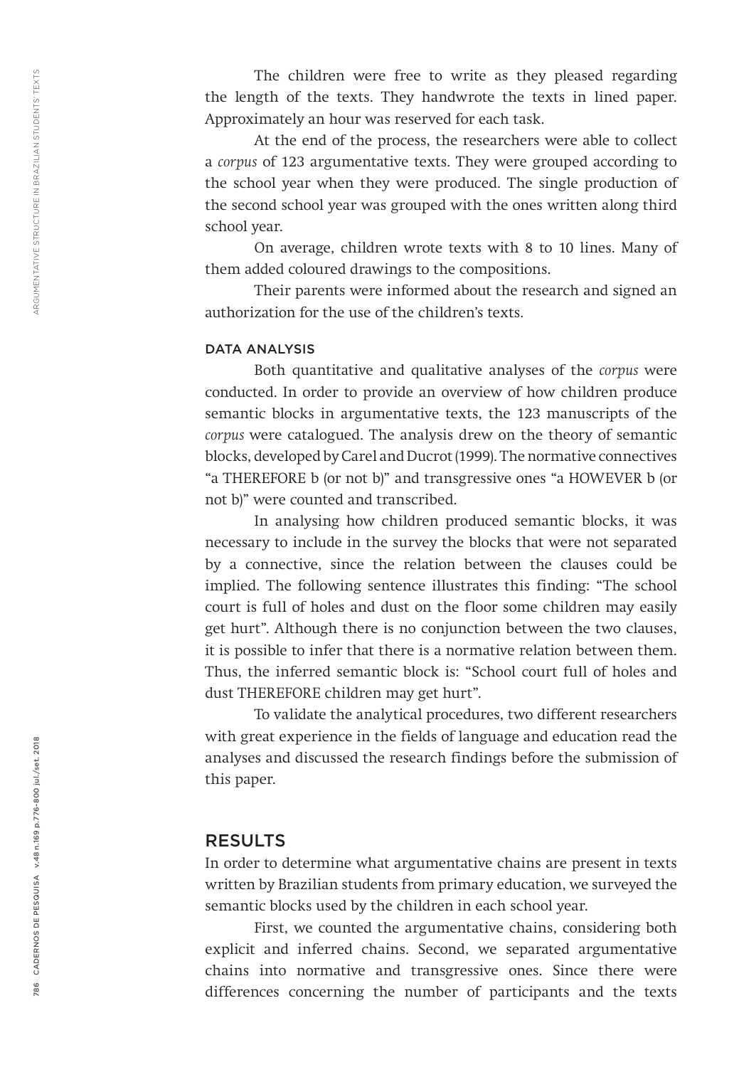The children were free to write as they pleased regarding the length of the texts. They handwrote the texts in lined paper. Approximately an hour was reserved for each task.

At the end of the process, the researchers were able to collect a *corpus* of 123 argumentative texts. They were grouped according to the school year when they were produced. The single production of the second school year was grouped with the ones written along third school year.

On average, children wrote texts with 8 to 10 lines. Many of them added coloured drawings to the compositions.

Their parents were informed about the research and signed an authorization for the use of the children's texts.

### DATA ANALYSIS

Both quantitative and qualitative analyses of the *corpus* were conducted. In order to provide an overview of how children produce semantic blocks in argumentative texts, the 123 manuscripts of the *corpus* were catalogued. The analysis drew on the theory of semantic blocks, developed by Carel and Ducrot (1999). The normative connectives "a THEREFORE b (or not b)" and transgressive ones "a HOWEVER b (or not b)" were counted and transcribed.

In analysing how children produced semantic blocks, it was necessary to include in the survey the blocks that were not separated by a connective, since the relation between the clauses could be implied. The following sentence illustrates this finding: "The school court is full of holes and dust on the floor some children may easily get hurt". Although there is no conjunction between the two clauses, it is possible to infer that there is a normative relation between them. Thus, the inferred semantic block is: "School court full of holes and dust THEREFORE children may get hurt".

To validate the analytical procedures, two different researchers with great experience in the fields of language and education read the analyses and discussed the research findings before the submission of this paper.

## RESULTS

In order to determine what argumentative chains are present in texts written by Brazilian students from primary education, we surveyed the semantic blocks used by the children in each school year.

First, we counted the argumentative chains, considering both explicit and inferred chains. Second, we separated argumentative chains into normative and transgressive ones. Since there were differences concerning the number of participants and the texts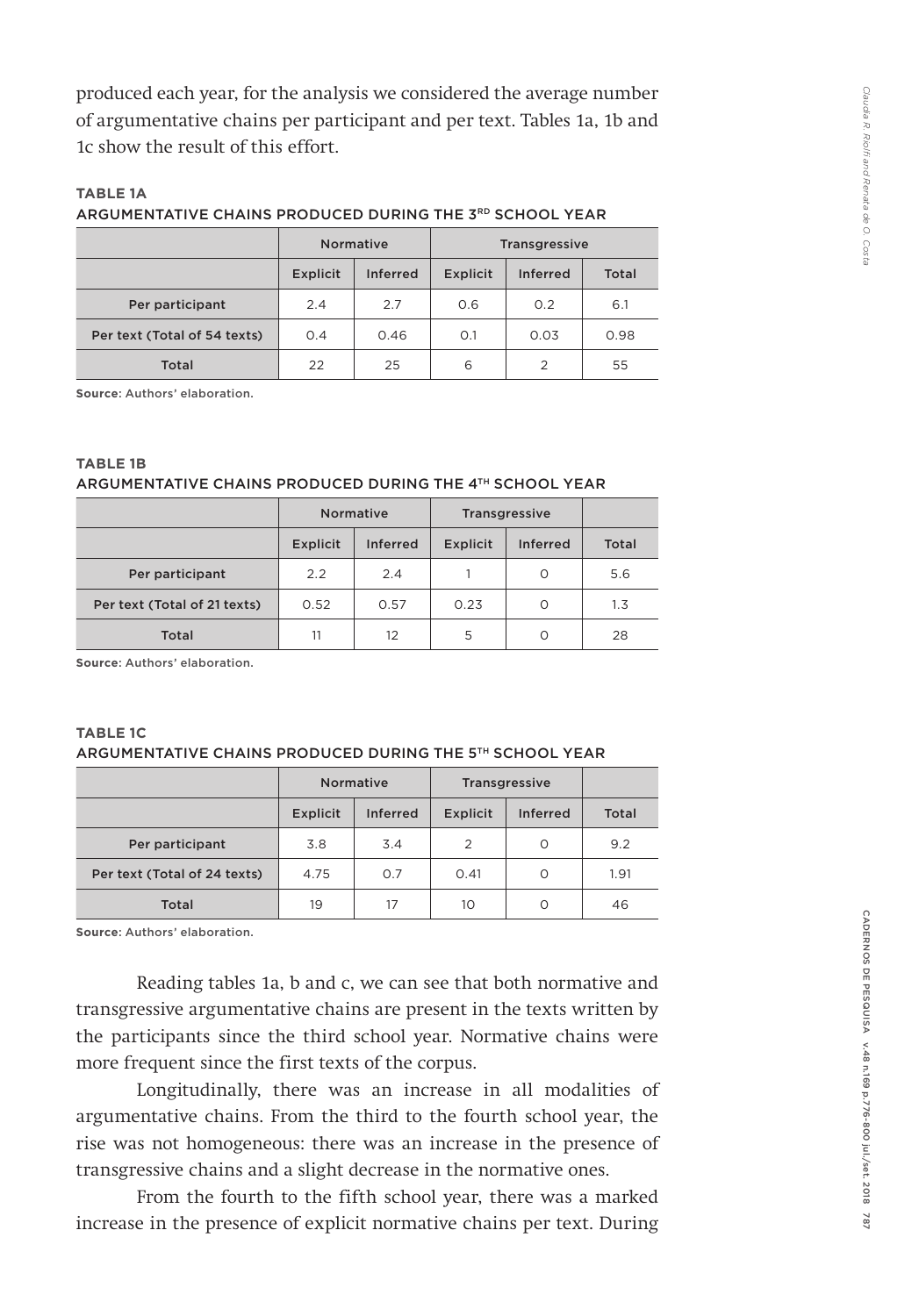produced each year, for the analysis we considered the average number of argumentative chains per participant and per text. Tables 1a, 1b and 1c show the result of this effort.

**TABLE 1A**

ARGUMENTATIVE CHAINS PRODUCED DURING THE 3RD SCHOOL YEAR

| | Normative | | Transgressive | | |
|---|---|---|---|---|---|
| | Explicit | Inferred | Explicit | Inferred | Total |
| Per participant | 2.4 | 2.7 | 0.6 | 0.2 | 6.1 |
| Per text (Total of 54 texts) | 0.4 | 0.46 | 0.1 | 0.03 | 0.98 |
| Total | 22 | 25 | 6 | 2 | 55 |

**Source**: Authors' elaboration.

**TABLE 1B**

ARGUMENTATIVE CHAINS PRODUCED DURING THE 4TH SCHOOL YEAR

| | Normative | | Transgressive | | |
|---|---|---|---|---|---|
| | Explicit | Inferred | Explicit | Inferred | Total |
| Per participant | 2.2 | 2.4 | 1 | 0 | 5.6 |
| Per text (Total of 21 texts) | 0.52 | 0.57 | 0.23 | 0 | 1.3 |
| Total | 11 | 12 | 5 | 0 | 28 |

**Source**: Authors' elaboration.

**TABLE 1C**

ARGUMENTATIVE CHAINS PRODUCED DURING THE 5TH SCHOOL YEAR

| | Normative | | Transgressive | | |
|---|---|---|---|---|---|
| | Explicit | Inferred | Explicit | Inferred | Total |
| Per participant | 3.8 | 3.4 | 2 | 0 | 9.2 |
| Per text (Total of 24 texts) | 4.75 | 0.7 | 0.41 | 0 | 1.91 |
| Total | 19 | 17 | 10 | 0 | 46 |

**Source**: Authors' elaboration.

Reading tables 1a, b and c, we can see that both normative and transgressive argumentative chains are present in the texts written by the participants since the third school year. Normative chains were more frequent since the first texts of the corpus.

Longitudinally, there was an increase in all modalities of argumentative chains. From the third to the fourth school year, the rise was not homogeneous: there was an increase in the presence of transgressive chains and a slight decrease in the normative ones.

From the fourth to the fifth school year, there was a marked increase in the presence of explicit normative chains per text. During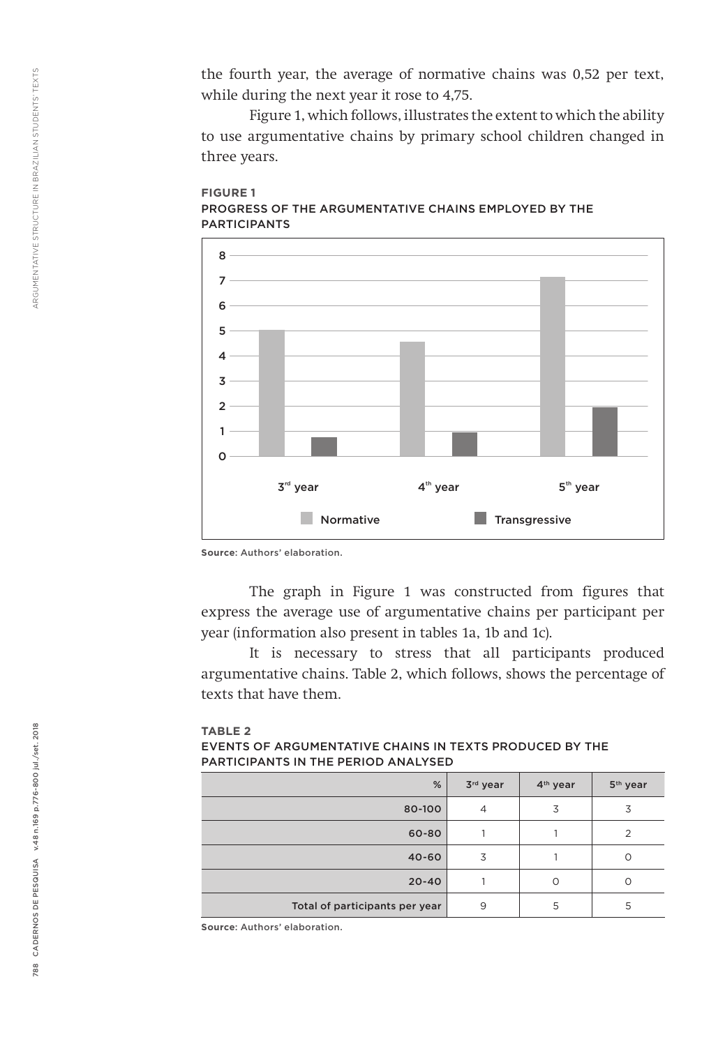the fourth year, the average of normative chains was 0,52 per text, while during the next year it rose to 4,75.

Figure 1, which follows, illustrates the extent to which the ability to use argumentative chains by primary school children changed in three years.

**FIGURE 1**
PROGRESS OF THE ARGUMENTATIVE CHAINS EMPLOYED BY THE PARTICIPANTS

**Source**: Authors' elaboration.

The graph in Figure 1 was constructed from figures that express the average use of argumentative chains per participant per year (information also present in tables 1a, 1b and 1c).

It is necessary to stress that all participants produced argumentative chains. Table 2, which follows, shows the percentage of texts that have them.

**TABLE 2**
EVENTS OF ARGUMENTATIVE CHAINS IN TEXTS PRODUCED BY THE PARTICIPANTS IN THE PERIOD ANALYSED

| % | 3rd year | 4th year | 5th year |
|---|---|---|---|
| 80-100 | 4 | 3 | 3 |
| 60-80 | 1 | 1 | 2 |
| 40-60 | 3 | 1 | 0 |
| 20-40 | 1 | 0 | 0 |
| Total of participants per year | 9 | 5 | 5 |

**Source**: Authors' elaboration.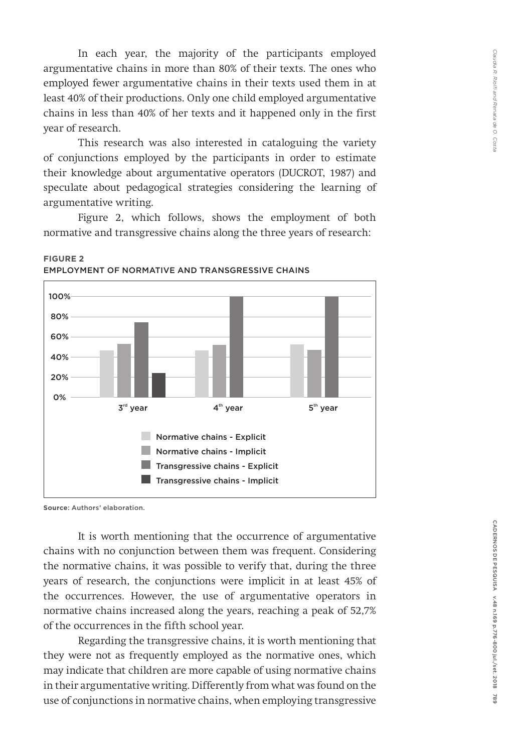In each year, the majority of the participants employed argumentative chains in more than 80% of their texts. The ones who employed fewer argumentative chains in their texts used them in at least 40% of their productions. Only one child employed argumentative chains in less than 40% of her texts and it happened only in the first year of research.

This research was also interested in cataloguing the variety of conjunctions employed by the participants in order to estimate their knowledge about argumentative operators (DUCROT, 1987) and speculate about pedagogical strategies considering the learning of argumentative writing.

Figure 2, which follows, shows the employment of both normative and transgressive chains along the three years of research:

**FIGURE 2**
EMPLOYMENT OF NORMATIVE AND TRANSGRESSIVE CHAINS

**Source**: Authors' elaboration.

It is worth mentioning that the occurrence of argumentative chains with no conjunction between them was frequent. Considering the normative chains, it was possible to verify that, during the three years of research, the conjunctions were implicit in at least 45% of the occurrences. However, the use of argumentative operators in normative chains increased along the years, reaching a peak of 52,7% of the occurrences in the fifth school year.

Regarding the transgressive chains, it is worth mentioning that they were not as frequently employed as the normative ones, which may indicate that children are more capable of using normative chains in their argumentative writing. Differently from what was found on the use of conjunctions in normative chains, when employing transgressive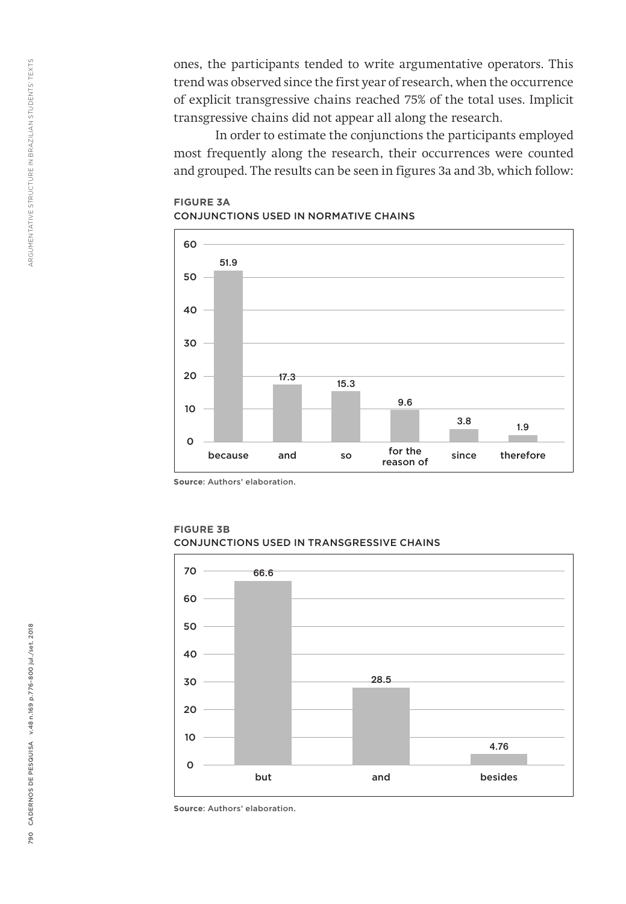ones, the participants tended to write argumentative operators. This trend was observed since the first year of research, when the occurrence of explicit transgressive chains reached 75% of the total uses. Implicit transgressive chains did not appear all along the research.

In order to estimate the conjunctions the participants employed most frequently along the research, their occurrences were counted and grouped. The results can be seen in figures 3a and 3b, which follow:

**FIGURE 3A**
CONJUNCTIONS USED IN NORMATIVE CHAINS

| because | and | so | for the reason of | since | therefore |
|---|---|---|---|---|---|
| 51.9 | 17.3 | 15.3 | 9.6 | 3.8 | 1.9 |

**Source**: Authors' elaboration.

**FIGURE 3B**
CONJUNCTIONS USED IN TRANSGRESSIVE CHAINS

| but | and | besides |
|---|---|---|
| 66.6 | 28.5 | 4.76 |

**Source**: Authors' elaboration.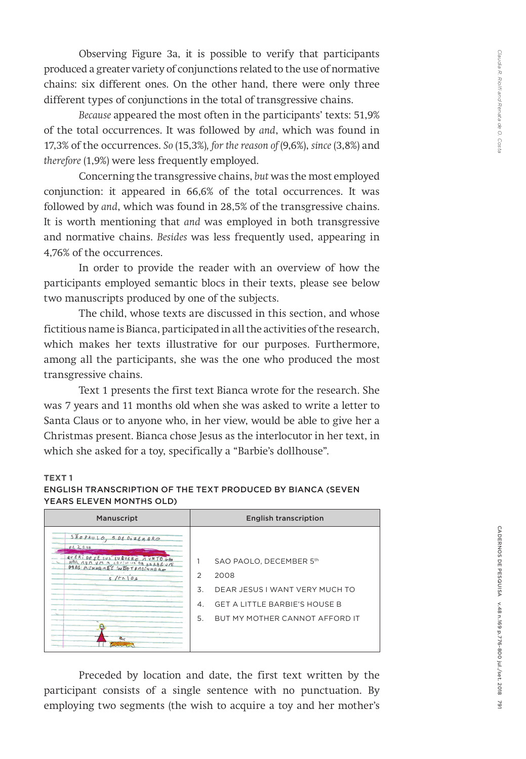Observing Figure 3a, it is possible to verify that participants produced a greater variety of conjunctions related to the use of normative chains: six different ones. On the other hand, there were only three different types of conjunctions in the total of transgressive chains.

*Because* appeared the most often in the participants' texts: 51,9% of the total occurrences. It was followed by *and*, which was found in 17,3% of the occurrences. *So* (15,3%), *for the reason of* (9,6%), *since* (3,8%) and *therefore* (1,9%) were less frequently employed.

Concerning the transgressive chains, *but* was the most employed conjunction: it appeared in 66,6% of the total occurrences. It was followed by *and*, which was found in 28,5% of the transgressive chains. It is worth mentioning that *and* was employed in both transgressive and normative chains. *Besides* was less frequently used, appearing in 4,76% of the occurrences.

In order to provide the reader with an overview of how the participants employed semantic blocs in their texts, please see below two manuscripts produced by one of the subjects.

The child, whose texts are discussed in this section, and whose fictitious name is Bianca, participated in all the activities of the research, which makes her texts illustrative for our purposes. Furthermore, among all the participants, she was the one who produced the most transgressive chains.

Text 1 presents the first text Bianca wrote for the research. She was 7 years and 11 months old when she was asked to write a letter to Santa Claus or to anyone who, in her view, would be able to give her a Christmas present. Bianca chose Jesus as the interlocutor in her text, in which she asked for a toy, specifically a "Barbie's dollhouse".

**TEXT 1**

**ENGLISH TRANSCRIPTION OF THE TEXT PRODUCED BY BIANCA (SEVEN YEARS ELEVEN MONTHS OLD)**

| Manuscript | English transcription |
|---|---|
| SÃO PAULO, 5 DE DEZEMBRO DE 2008 QUERIDO JESUS EU QUERO MUITO GANHAR UMA CASINHA DA BARBIE M MAS MINHA MÃE NÃO TEM DINHEIRO 5/12/08 | 1 SAO PAOLO, DECEMBER 5th<br>2 2008<br>3. DEAR JESUS I WANT VERY MUCH TO<br>4. GET A LITTLE BARBIE'S HOUSE B<br>5. BUT MY MOTHER CANNOT AFFORD IT |

Preceded by location and date, the first text written by the participant consists of a single sentence with no punctuation. By employing two segments (the wish to acquire a toy and her mother's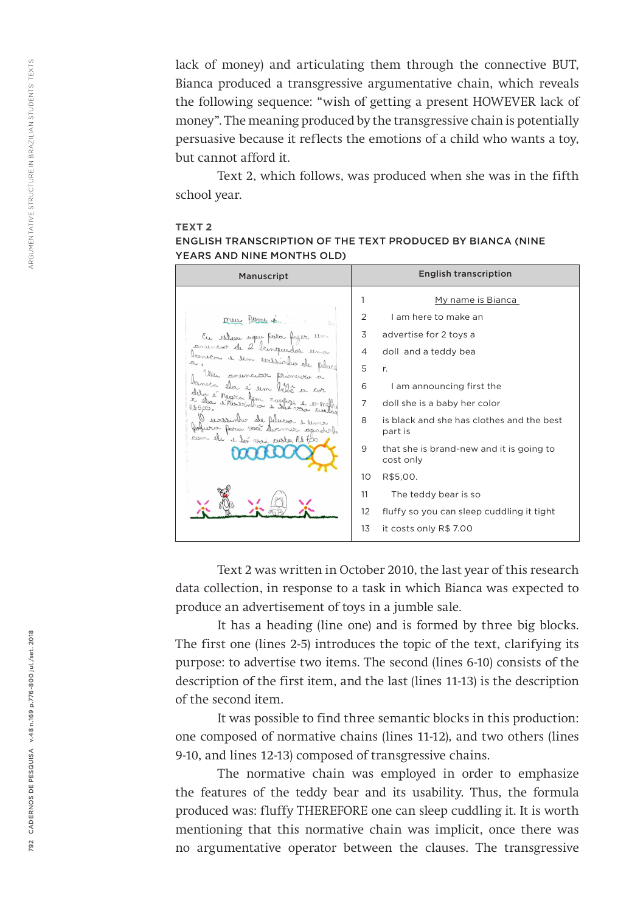lack of money) and articulating them through the connective BUT, Bianca produced a transgressive argumentative chain, which reveals the following sequence: "wish of getting a present HOWEVER lack of money". The meaning produced by the transgressive chain is potentially persuasive because it reflects the emotions of a child who wants a toy, but cannot afford it.

Text 2, which follows, was produced when she was in the fifth school year.

**TEXT 2**
**ENGLISH TRANSCRIPTION OF THE TEXT PRODUCED BY BIANCA (NINE YEARS AND NINE MONTHS OLD)**

| Manuscript | | English transcription |
|---|---|---|
| | 1 | My name is Bianca |
| | 2 | I am here to make an |
| | 3 | advertise for 2 toys a |
| | 4 | doll and a teddy bea |
| | 5 | r. |
| | 6 | I am announcing first the |
| | 7 | doll she is a baby her color |
| | 8 | is black and she has clothes and the best part is |
| | 9 | that she is brand-new and it is going to cost only |
| | 10 | R$5,00. |
| | 11 | The teddy bear is so |
| | 12 | fluffy so you can sleep cuddling it tight |
| | 13 | it costs only R$ 7.00 |

Text 2 was written in October 2010, the last year of this research data collection, in response to a task in which Bianca was expected to produce an advertisement of toys in a jumble sale.

It has a heading (line one) and is formed by three big blocks. The first one (lines 2-5) introduces the topic of the text, clarifying its purpose: to advertise two items. The second (lines 6-10) consists of the description of the first item, and the last (lines 11-13) is the description of the second item.

It was possible to find three semantic blocks in this production: one composed of normative chains (lines 11-12), and two others (lines 9-10, and lines 12-13) composed of transgressive chains.

The normative chain was employed in order to emphasize the features of the teddy bear and its usability. Thus, the formula produced was: fluffy THEREFORE one can sleep cuddling it. It is worth mentioning that this normative chain was implicit, once there was no argumentative operator between the clauses. The transgressive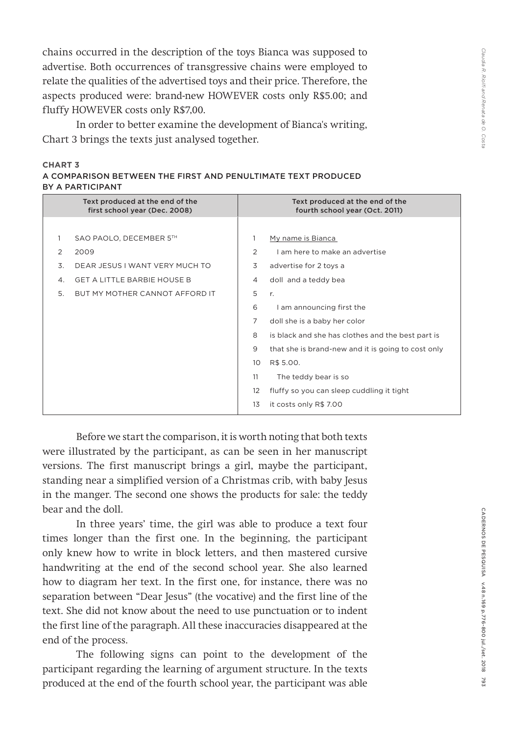chains occurred in the description of the toys Bianca was supposed to advertise. Both occurrences of transgressive chains were employed to relate the qualities of the advertised toys and their price. Therefore, the aspects produced were: brand-new HOWEVER costs only R$5.00; and fluffy HOWEVER costs only R$7,00.

In order to better examine the development of Bianca's writing, Chart 3 brings the texts just analysed together.

**CHART 3**
**A COMPARISON BETWEEN THE FIRST AND PENULTIMATE TEXT PRODUCED BY A PARTICIPANT**

| Text produced at the end of the first school year (Dec. 2008) | | Text produced at the end of the fourth school year (Oct. 2011) | |
|---|---|---|---|
| 1 | SAO PAOLO, DECEMBER 5TH | 1 | My name is Bianca |
| 2 | 2009 | 2 | I am here to make an advertise |
| 3. | DEAR JESUS I WANT VERY MUCH TO | 3 | advertise for 2 toys a |
| 4. | GET A LITTLE BARBIE HOUSE B | 4 | doll and a teddy bea |
| 5. | BUT MY MOTHER CANNOT AFFORD IT | 5 | r. |
| | | 6 | I am announcing first the |
| | | 7 | doll she is a baby her color |
| | | 8 | is black and she has clothes and the best part is |
| | | 9 | that she is brand-new and it is going to cost only |
| | | 10 | R$ 5.00. |
| | | 11 | The teddy bear is so |
| | | 12 | fluffy so you can sleep cuddling it tight |
| | | 13 | it costs only R$ 7.00 |

Before we start the comparison, it is worth noting that both texts were illustrated by the participant, as can be seen in her manuscript versions. The first manuscript brings a girl, maybe the participant, standing near a simplified version of a Christmas crib, with baby Jesus in the manger. The second one shows the products for sale: the teddy bear and the doll.

In three years' time, the girl was able to produce a text four times longer than the first one. In the beginning, the participant only knew how to write in block letters, and then mastered cursive handwriting at the end of the second school year. She also learned how to diagram her text. In the first one, for instance, there was no separation between "Dear Jesus" (the vocative) and the first line of the text. She did not know about the need to use punctuation or to indent the first line of the paragraph. All these inaccuracies disappeared at the end of the process.

The following signs can point to the development of the participant regarding the learning of argument structure. In the texts produced at the end of the fourth school year, the participant was able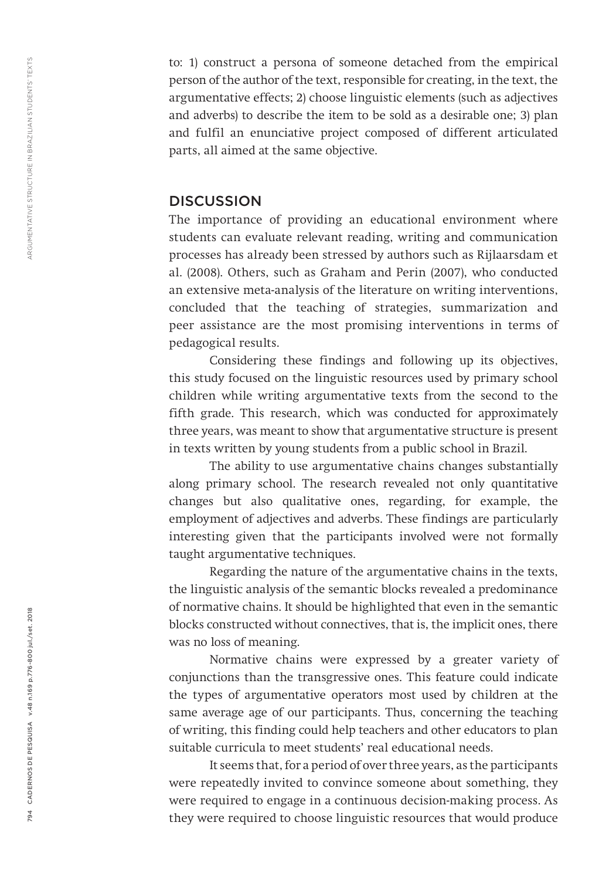to: 1) construct a persona of someone detached from the empirical person of the author of the text, responsible for creating, in the text, the argumentative effects; 2) choose linguistic elements (such as adjectives and adverbs) to describe the item to be sold as a desirable one; 3) plan and fulfil an enunciative project composed of different articulated parts, all aimed at the same objective.

## DISCUSSION

The importance of providing an educational environment where students can evaluate relevant reading, writing and communication processes has already been stressed by authors such as Rijlaarsdam et al. (2008). Others, such as Graham and Perin (2007), who conducted an extensive meta-analysis of the literature on writing interventions, concluded that the teaching of strategies, summarization and peer assistance are the most promising interventions in terms of pedagogical results.

Considering these findings and following up its objectives, this study focused on the linguistic resources used by primary school children while writing argumentative texts from the second to the fifth grade. This research, which was conducted for approximately three years, was meant to show that argumentative structure is present in texts written by young students from a public school in Brazil.

The ability to use argumentative chains changes substantially along primary school. The research revealed not only quantitative changes but also qualitative ones, regarding, for example, the employment of adjectives and adverbs. These findings are particularly interesting given that the participants involved were not formally taught argumentative techniques.

Regarding the nature of the argumentative chains in the texts, the linguistic analysis of the semantic blocks revealed a predominance of normative chains. It should be highlighted that even in the semantic blocks constructed without connectives, that is, the implicit ones, there was no loss of meaning.

Normative chains were expressed by a greater variety of conjunctions than the transgressive ones. This feature could indicate the types of argumentative operators most used by children at the same average age of our participants. Thus, concerning the teaching of writing, this finding could help teachers and other educators to plan suitable curricula to meet students' real educational needs.

It seems that, for a period of over three years, as the participants were repeatedly invited to convince someone about something, they were required to engage in a continuous decision-making process. As they were required to choose linguistic resources that would produce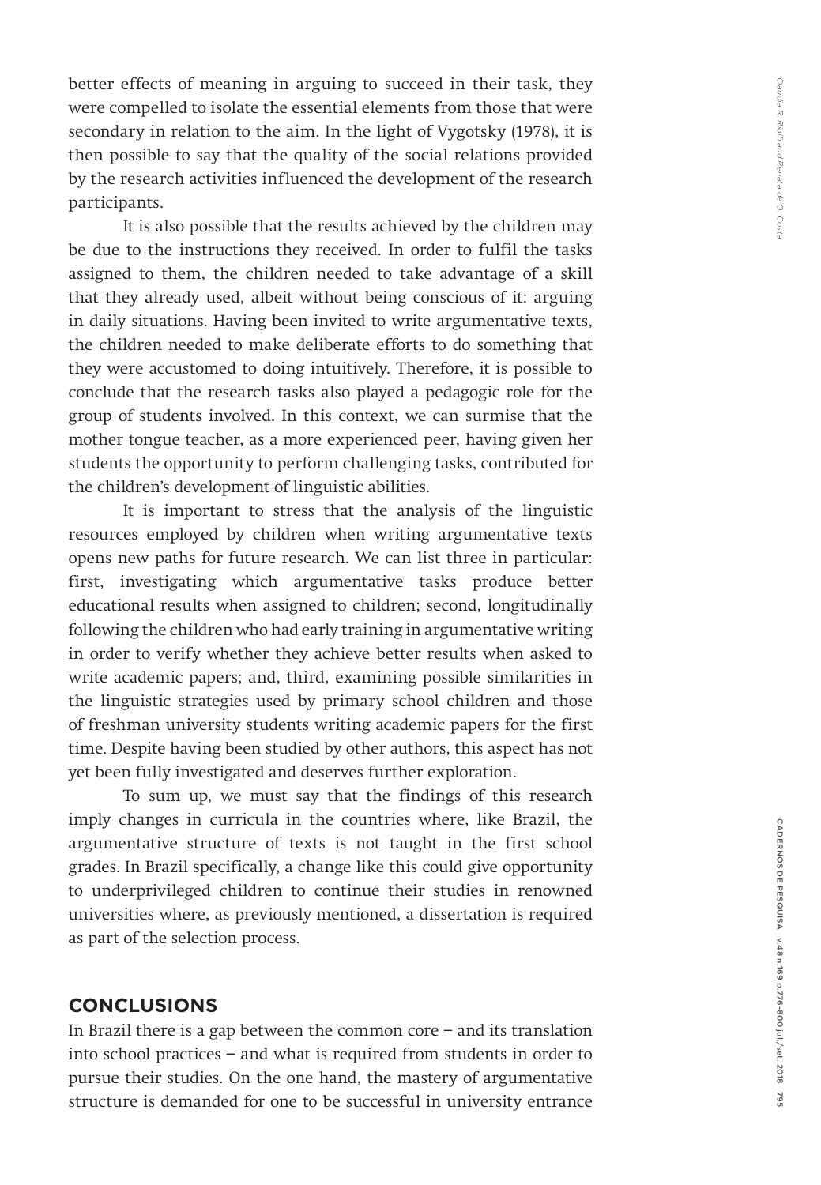better effects of meaning in arguing to succeed in their task, they were compelled to isolate the essential elements from those that were secondary in relation to the aim. In the light of Vygotsky (1978), it is then possible to say that the quality of the social relations provided by the research activities influenced the development of the research participants.

It is also possible that the results achieved by the children may be due to the instructions they received. In order to fulfil the tasks assigned to them, the children needed to take advantage of a skill that they already used, albeit without being conscious of it: arguing in daily situations. Having been invited to write argumentative texts, the children needed to make deliberate efforts to do something that they were accustomed to doing intuitively. Therefore, it is possible to conclude that the research tasks also played a pedagogic role for the group of students involved. In this context, we can surmise that the mother tongue teacher, as a more experienced peer, having given her students the opportunity to perform challenging tasks, contributed for the children's development of linguistic abilities.

It is important to stress that the analysis of the linguistic resources employed by children when writing argumentative texts opens new paths for future research. We can list three in particular: first, investigating which argumentative tasks produce better educational results when assigned to children; second, longitudinally following the children who had early training in argumentative writing in order to verify whether they achieve better results when asked to write academic papers; and, third, examining possible similarities in the linguistic strategies used by primary school children and those of freshman university students writing academic papers for the first time. Despite having been studied by other authors, this aspect has not yet been fully investigated and deserves further exploration.

To sum up, we must say that the findings of this research imply changes in curricula in the countries where, like Brazil, the argumentative structure of texts is not taught in the first school grades. In Brazil specifically, a change like this could give opportunity to underprivileged children to continue their studies in renowned universities where, as previously mentioned, a dissertation is required as part of the selection process.

## CONCLUSIONS

In Brazil there is a gap between the common core – and its translation into school practices – and what is required from students in order to pursue their studies. On the one hand, the mastery of argumentative structure is demanded for one to be successful in university entrance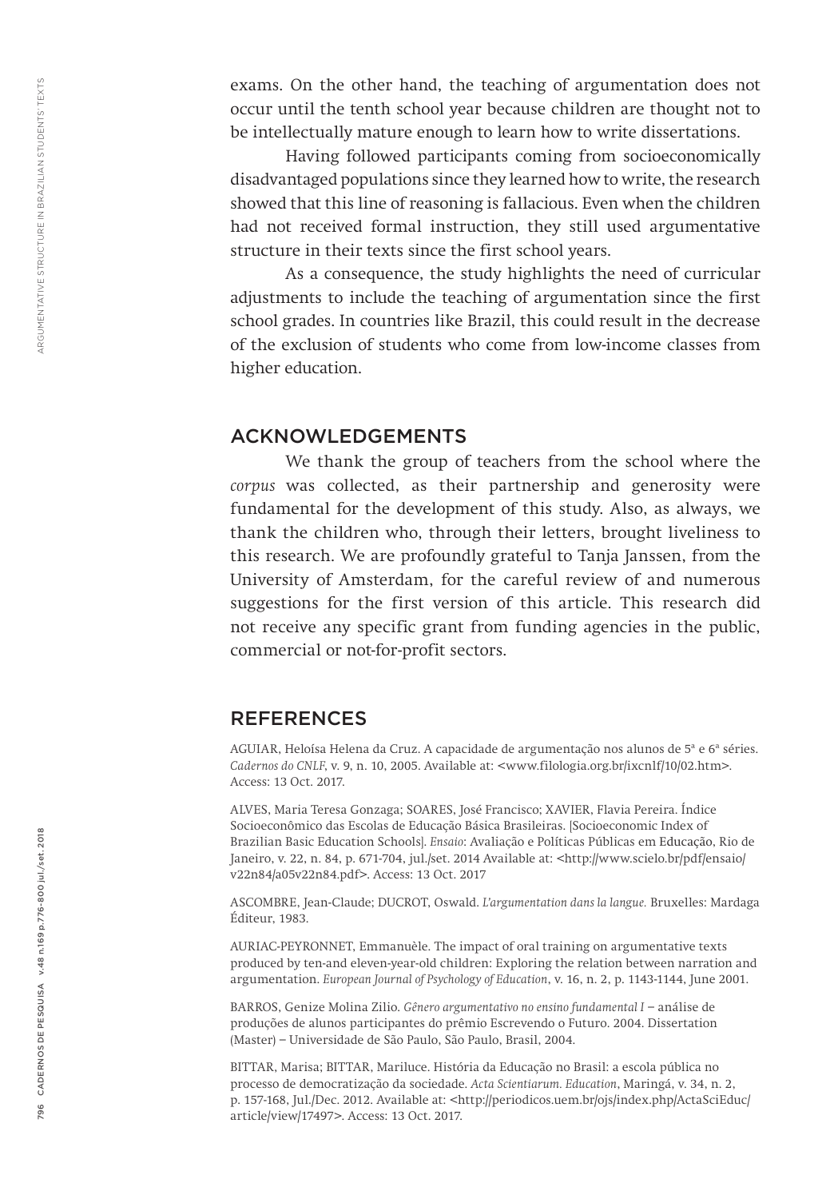exams. On the other hand, the teaching of argumentation does not occur until the tenth school year because children are thought not to be intellectually mature enough to learn how to write dissertations.

Having followed participants coming from socioeconomically disadvantaged populations since they learned how to write, the research showed that this line of reasoning is fallacious. Even when the children had not received formal instruction, they still used argumentative structure in their texts since the first school years.

As a consequence, the study highlights the need of curricular adjustments to include the teaching of argumentation since the first school grades. In countries like Brazil, this could result in the decrease of the exclusion of students who come from low-income classes from higher education.

## ACKNOWLEDGEMENTS

We thank the group of teachers from the school where the *corpus* was collected, as their partnership and generosity were fundamental for the development of this study. Also, as always, we thank the children who, through their letters, brought liveliness to this research. We are profoundly grateful to Tanja Janssen, from the University of Amsterdam, for the careful review of and numerous suggestions for the first version of this article. This research did not receive any specific grant from funding agencies in the public, commercial or not-for-profit sectors.

## REFERENCES

AGUIAR, Heloísa Helena da Cruz. A capacidade de argumentação nos alunos de 5ª e 6ª séries. *Cadernos do CNLF*, v. 9, n. 10, 2005. Available at: <www.filologia.org.br/ixcnlf/10/02.htm>. Access: 13 Oct. 2017.

ALVES, Maria Teresa Gonzaga; SOARES, José Francisco; XAVIER, Flavia Pereira. Índice Socioeconômico das Escolas de Educação Básica Brasileiras. [Socioeconomic Index of Brazilian Basic Education Schools]. *Ensaio*: Avaliação e Políticas Públicas em Educação, Rio de Janeiro, v. 22, n. 84, p. 671-704, jul./set. 2014 Available at: <http://www.scielo.br/pdf/ensaio/v22n84/a05v22n84.pdf>. Access: 13 Oct. 2017

ASCOMBRE, Jean-Claude; DUCROT, Oswald. *L'argumentation dans la langue.* Bruxelles: Mardaga Éditeur, 1983.

AURIAC-PEYRONNET, Emmanuèle. The impact of oral training on argumentative texts produced by ten-and eleven-year-old children: Exploring the relation between narration and argumentation. *European Journal of Psychology of Education*, v. 16, n. 2, p. 1143-1144, June 2001.

BARROS, Genize Molina Zilio. *Gênero argumentativo no ensino fundamental I* – análise de produções de alunos participantes do prêmio Escrevendo o Futuro. 2004. Dissertation (Master) – Universidade de São Paulo, São Paulo, Brasil, 2004.

BITTAR, Marisa; BITTAR, Mariluce. História da Educação no Brasil: a escola pública no processo de democratização da sociedade. *Acta Scientiarum. Education*, Maringá, v. 34, n. 2, p. 157-168, Jul./Dec. 2012. Available at: <http://periodicos.uem.br/ojs/index.php/ActaSciEduc/article/view/17497>. Access: 13 Oct. 2017.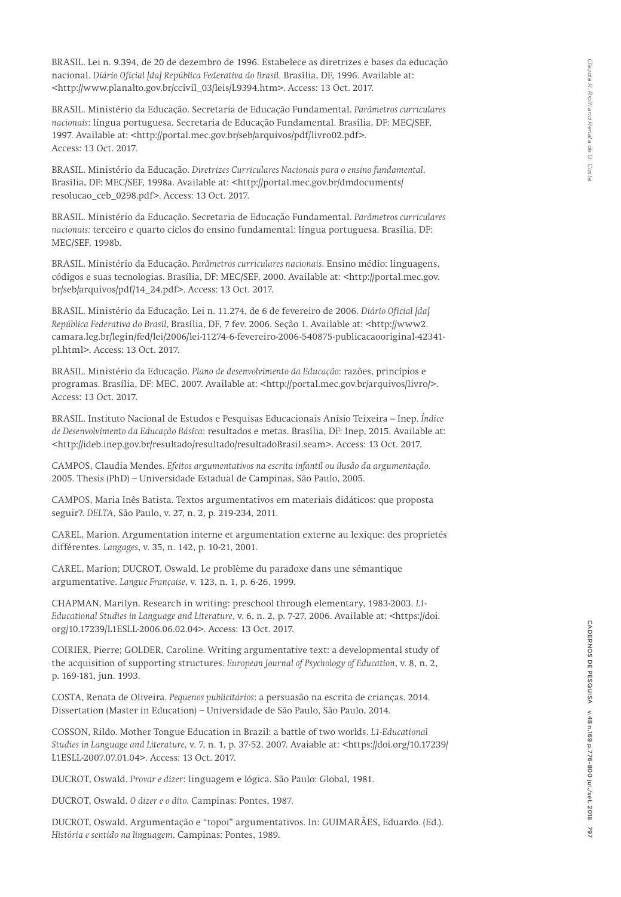BRASIL. Lei n. 9.394, de 20 de dezembro de 1996. Estabelece as diretrizes e bases da educação nacional. *Diário Oficial [da] República Federativa do Brasil.* Brasília, DF, 1996. Available at: <http://www.planalto.gov.br/ccivil_03/leis/L9394.htm>. Access: 13 Oct. 2017.

BRASIL. Ministério da Educação. Secretaria de Educação Fundamental. *Parâmetros curriculares nacionais*: língua portuguesa. Secretaria de Educação Fundamental. Brasília, DF: MEC/SEF, 1997. Available at: <http://portal.mec.gov.br/seb/arquivos/pdf/livro02.pdf>. Access: 13 Oct. 2017.

BRASIL. Ministério da Educação. *Diretrizes Curriculares Nacionais para o ensino fundamental*. Brasília, DF: MEC/SEF, 1998a. Available at: <http://portal.mec.gov.br/dmdocuments/resolucao_ceb_0298.pdf>. Access: 13 Oct. 2017.

BRASIL. Ministério da Educação. Secretaria de Educação Fundamental. *Parâmetros curriculares nacionais:* terceiro e quarto ciclos do ensino fundamental: língua portuguesa. Brasília, DF: MEC/SEF, 1998b.

BRASIL. Ministério da Educação. *Parâmetros curriculares nacionais*. Ensino médio: linguagens, códigos e suas tecnologias. Brasília, DF: MEC/SEF, 2000. Available at: <http://portal.mec.gov.br/seb/arquivos/pdf/14_24.pdf>. Access: 13 Oct. 2017.

BRASIL. Ministério da Educação. Lei n. 11.274, de 6 de fevereiro de 2006. *Diário Oficial [da] República Federativa do Brasil*, Brasília, DF, 7 fev. 2006. Seção 1. Available at: <http://www2.camara.leg.br/legin/fed/lei/2006/lei-11274-6-fevereiro-2006-540875-publicacaooriginal-42341-pl.html>. Access: 13 Oct. 2017.

BRASIL. Ministério da Educação. *Plano de desenvolvimento da Educação*: razões, princípios e programas. Brasília, DF: MEC, 2007. Available at: <http://portal.mec.gov.br/arquivos/livro/>. Access: 13 Oct. 2017.

BRASIL. Instituto Nacional de Estudos e Pesquisas Educacionais Anísio Teixeira – Inep. *Índice de Desenvolvimento da Educação Básica*: resultados e metas. Brasília, DF: Inep, 2015. Available at: <http://ideb.inep.gov.br/resultado/resultado/resultadoBrasil.seam>. Access: 13 Oct. 2017.

CAMPOS, Claudia Mendes. *Efeitos argumentativos na escrita infantil ou ilusão da argumentação.* 2005. Thesis (PhD) – Universidade Estadual de Campinas, São Paulo, 2005.

CAMPOS, Maria Inês Batista. Textos argumentativos em materiais didáticos: que proposta seguir?. *DELTA*, São Paulo, v. 27, n. 2, p. 219-234, 2011.

CAREL, Marion. Argumentation interne et argumentation externe au lexique: des proprietés différentes. *Langages*, v. 35, n. 142, p. 10-21, 2001.

CAREL, Marion; DUCROT, Oswald. Le problème du paradoxe dans une sémantique argumentative. *Langue Française*, v. 123, n. 1, p. 6-26, 1999.

CHAPMAN, Marilyn. Research in writing: preschool through elementary, 1983-2003. *L1-Educational Studies in Language and Literature*, v. 6, n. 2, p. 7-27, 2006. Available at: <https://doi.org/10.17239/L1ESLL-2006.06.02.04>. Access: 13 Oct. 2017.

COIRIER, Pierre; GOLDER, Caroline. Writing argumentative text: a developmental study of the acquisition of supporting structures. *European Journal of Psychology of Education*, v. 8, n. 2, p. 169-181, jun. 1993.

COSTA, Renata de Oliveira. *Pequenos publicitários*: a persuasão na escrita de crianças. 2014. Dissertation (Master in Education) – Universidade de São Paulo, São Paulo, 2014.

COSSON, Rildo. Mother Tongue Education in Brazil: a battle of two worlds. *L1-Educational Studies in Language and Literature*, v. 7, n. 1, p. 37-52. 2007. Avaiable at: <https://doi.org/10.17239/L1ESLL-2007.07.01.04>. Access: 13 Oct. 2017.

DUCROT, Oswald. *Provar e dizer*: linguagem e lógica. São Paulo: Global, 1981.

DUCROT, Oswald. *O dizer e o dito.* Campinas: Pontes, 1987.

DUCROT, Oswald. Argumentação e "topoi" argumentativos. In: GUIMARÃES, Eduardo. (Ed.). *História e sentido na linguagem*. Campinas: Pontes, 1989.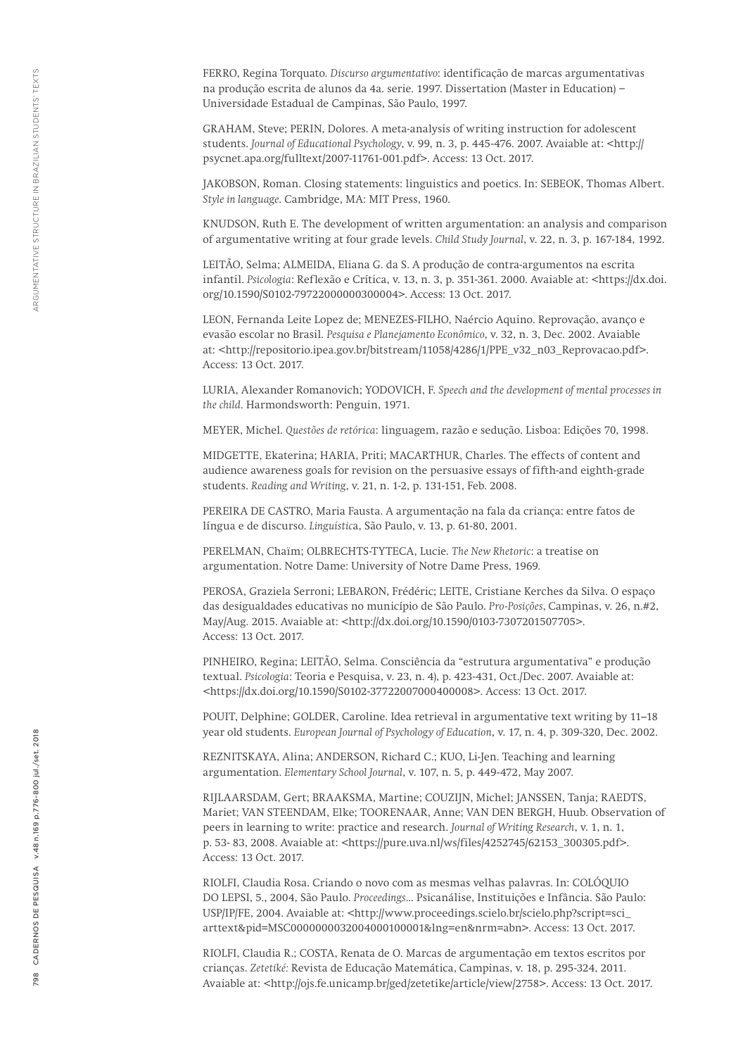FERRO, Regina Torquato. *Discurso argumentativo*: identificação de marcas argumentativas na produção escrita de alunos da 4a. serie. 1997. Dissertation (Master in Education) – Universidade Estadual de Campinas, São Paulo, 1997.

GRAHAM, Steve; PERIN, Dolores. A meta-analysis of writing instruction for adolescent students. *Journal of Educational Psychology*, v. 99, n. 3, p. 445-476. 2007. Avaiable at: <http://psycnet.apa.org/fulltext/2007-11761-001.pdf>. Access: 13 Oct. 2017.

JAKOBSON, Roman. Closing statements: linguistics and poetics. In: SEBEOK, Thomas Albert. *Style in language*. Cambridge, MA: MIT Press, 1960.

KNUDSON, Ruth E. The development of written argumentation: an analysis and comparison of argumentative writing at four grade levels. *Child Study Journal*, v. 22, n. 3, p. 167-184, 1992.

LEITÃO, Selma; ALMEIDA, Eliana G. da S. A produção de contra-argumentos na escrita infantil. *Psicologia*: Reflexão e Crítica, v. 13, n. 3, p. 351-361. 2000. Avaiable at: <https://dx.doi.org/10.1590/S0102-79722000000300004>. Access: 13 Oct. 2017.

LEON, Fernanda Leite Lopez de; MENEZES-FILHO, Naércio Aquino. Reprovação, avanço e evasão escolar no Brasil. *Pesquisa e Planejamento Econômico*, v. 32, n. 3, Dec. 2002. Avaiable at: <http://repositorio.ipea.gov.br/bitstream/11058/4286/1/PPE_v32_n03_Reprovacao.pdf>. Access: 13 Oct. 2017.

LURIA, Alexander Romanovich; YODOVICH, F. *Speech and the development of mental processes in the child*. Harmondsworth: Penguin, 1971.

MEYER, Michel. *Questões de retórica*: linguagem, razão e sedução. Lisboa: Edições 70, 1998.

MIDGETTE, Ekaterina; HARIA, Priti; MACARTHUR, Charles. The effects of content and audience awareness goals for revision on the persuasive essays of fifth-and eighth-grade students. *Reading and Writing*, v. 21, n. 1-2, p. 131-151, Feb. 2008.

PEREIRA DE CASTRO, Maria Fausta. A argumentação na fala da criança: entre fatos de língua e de discurso. *Linguística*, São Paulo, v. 13, p. 61-80, 2001.

PERELMAN, Chaïm; OLBRECHTS-TYTECA, Lucie. *The New Rhetoric*: a treatise on argumentation. Notre Dame: University of Notre Dame Press, 1969.

PEROSA, Graziela Serroni; LEBARON, Frédéric; LEITE, Cristiane Kerches da Silva. O espaço das desigualdades educativas no município de São Paulo. *Pro-Posições*, Campinas, v. 26, n.#2, May/Aug. 2015. Avaiable at: <http://dx.doi.org/10.1590/0103-7307201507705>. Access: 13 Oct. 2017.

PINHEIRO, Regina; LEITÃO, Selma. Consciência da "estrutura argumentativa" e produção textual. *Psicologia*: Teoria e Pesquisa, v. 23, n. 4), p. 423-431, Oct./Dec. 2007. Avaiable at: <https://dx.doi.org/10.1590/S0102-37722007000400008>. Access: 13 Oct. 2017.

POUIT, Delphine; GOLDER, Caroline. Idea retrieval in argumentative text writing by 11–18 year old students. *European Journal of Psychology of Education*, v. 17, n. 4, p. 309-320, Dec. 2002.

REZNITSKAYA, Alina; ANDERSON, Richard C.; KUO, Li-Jen. Teaching and learning argumentation. *Elementary School Journal*, v. 107, n. 5, p. 449-472, May 2007.

RIJLAARSDAM, Gert; BRAAKSMA, Martine; COUZIJN, Michel; JANSSEN, Tanja; RAEDTS, Mariet; VAN STEENDAM, Elke; TOORENAAR, Anne; VAN DEN BERGH, Huub. Observation of peers in learning to write: practice and research. *Journal of Writing Research*, v. 1, n. 1, p. 53- 83, 2008. Avaiable at: <https://pure.uva.nl/ws/files/4252745/62153_300305.pdf>. Access: 13 Oct. 2017.

RIOLFI, Claudia Rosa. Criando o novo com as mesmas velhas palavras. In: COLÓQUIO DO LEPSI, 5., 2004, São Paulo. *Proceedings*... Psicanálise, Instituições e Infância. São Paulo: USP/IP/FE, 2004. Avaiable at: <http://www.proceedings.scielo.br/scielo.php?script=sci_arttext&pid=MSC0000000032004000100001&lng=en&nrm=abn>. Access: 13 Oct. 2017.

RIOLFI, Claudia R.; COSTA, Renata de O. Marcas de argumentação em textos escritos por crianças. *Zetetiké:* Revista de Educação Matemática, Campinas, v. 18, p. 295-324, 2011. Avaiable at: <http://ojs.fe.unicamp.br/ged/zetetike/article/view/2758>. Access: 13 Oct. 2017.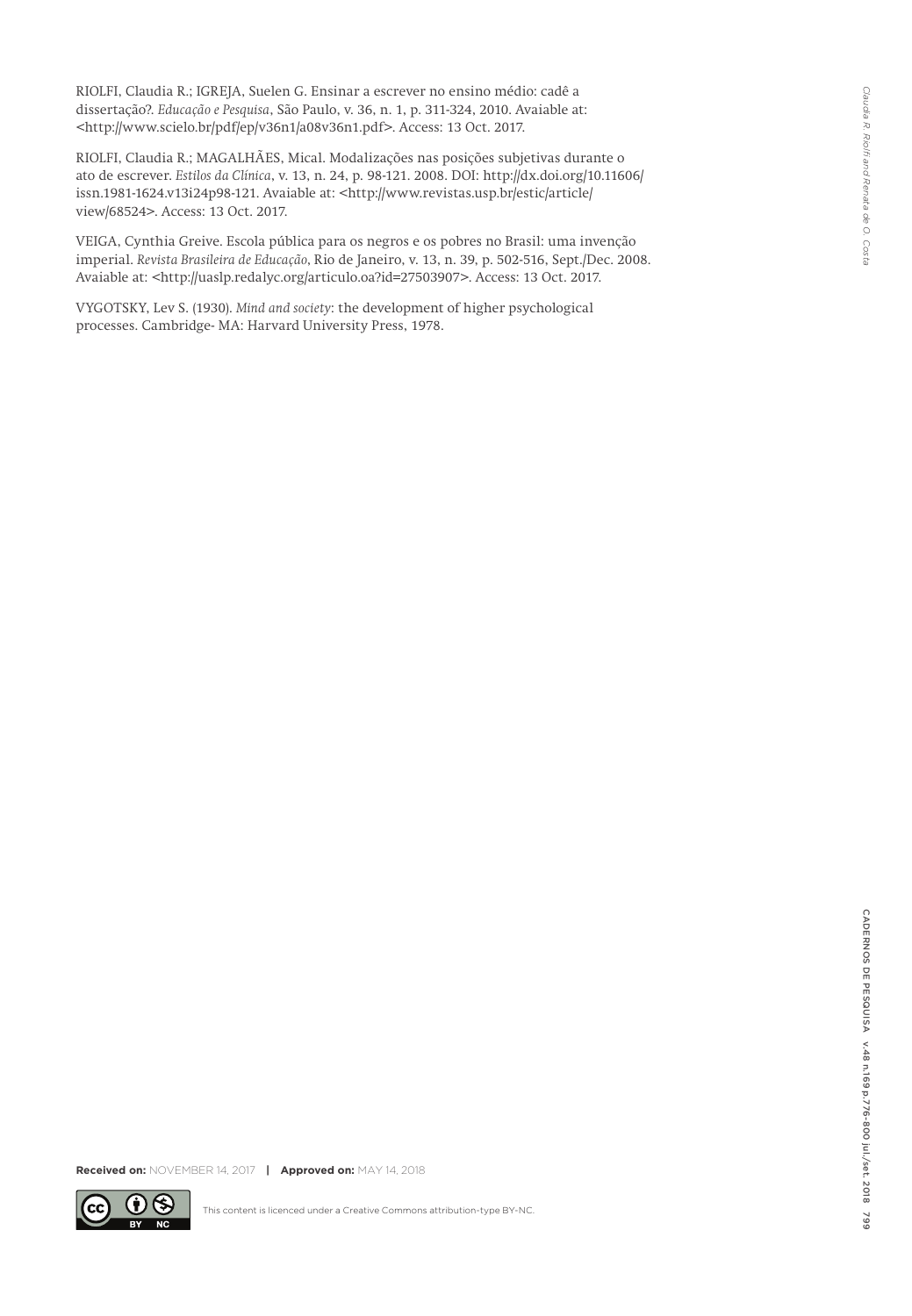RIOLFI, Claudia R.; IGREJA, Suelen G. Ensinar a escrever no ensino médio: cadê a dissertação?. *Educação e Pesquisa*, São Paulo, v. 36, n. 1, p. 311-324, 2010. Avaiable at: <http://www.scielo.br/pdf/ep/v36n1/a08v36n1.pdf>. Access: 13 Oct. 2017.

RIOLFI, Claudia R.; MAGALHÃES, Mical. Modalizações nas posições subjetivas durante o ato de escrever. *Estilos da Clínica*, v. 13, n. 24, p. 98-121. 2008. DOI: http://dx.doi.org/10.11606/issn.1981-1624.v13i24p98-121. Avaiable at: <http://www.revistas.usp.br/estic/article/view/68524>. Access: 13 Oct. 2017.

VEIGA, Cynthia Greive. Escola pública para os negros e os pobres no Brasil: uma invenção imperial. *Revista Brasileira de Educação*, Rio de Janeiro, v. 13, n. 39, p. 502-516, Sept./Dec. 2008. Avaiable at: <http://uaslp.redalyc.org/articulo.oa?id=27503907>. Access: 13 Oct. 2017.

VYGOTSKY, Lev S. (1930). *Mind and society*: the development of higher psychological processes. Cambridge- MA: Harvard University Press, 1978.

**Received on:** NOVEMBER 14, 2017 | **Approved on:** MAY 14, 2018

This content is licenced under a Creative Commons attribution-type BY-NC.